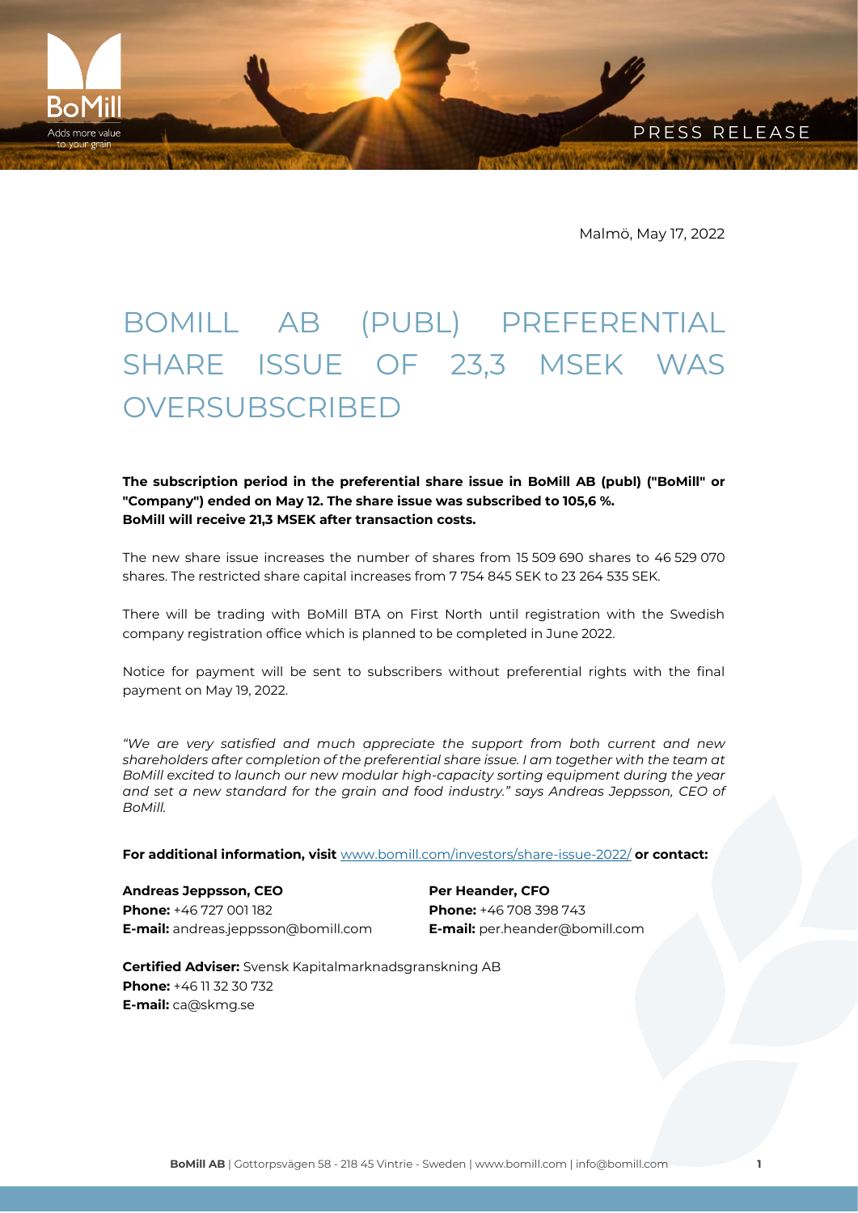Malmö, May 17, 2022

# BOMILL AB (PUBL) PREFERENTIAL SHARE ISSUE OF 23,3 MSEK WAS OVERSUBSCRIBED

**The subscription period in the preferential share issue in BoMill AB (publ) ("BoMill" or "Company") ended on May 12. The share issue was subscribed to 105,6 %. BoMill will receive 21,3 MSEK after transaction costs.**

The new share issue increases the number of shares from 15 509 690 shares to 46 529 070 shares. The restricted share capital increases from 7 754 845 SEK to 23 264 535 SEK.

There will be trading with BoMill BTA on First North until registration with the Swedish company registration office which is planned to be completed in June 2022.

Notice for payment will be sent to subscribers without preferential rights with the final payment on May 19, 2022.

*"We are very satisfied and much appreciate the support from both current and new shareholders after completion of the preferential share issue. I am together with the team at BoMill excited to launch our new modular high-capacity sorting equipment during the year and set a new standard for the grain and food industry." says Andreas Jeppsson, CEO of BoMill.*

**For additional information, visit** [www.bomill.com/investors/share-issue-2022/](www.bomill.com/investors/share-issue-2022/) **or contact:**

**Andreas Jeppsson, CEO**
**Phone:** +46 727 001 182
**E-mail:** andreas.jeppsson@bomill.com

**Per Heander, CFO**
**Phone:** +46 708 398 743
**E-mail:** per.heander@bomill.com

**Certified Adviser:** Svensk Kapitalmarknadsgranskning AB
**Phone:** +46 11 32 30 732
**E-mail:** ca@skmg.se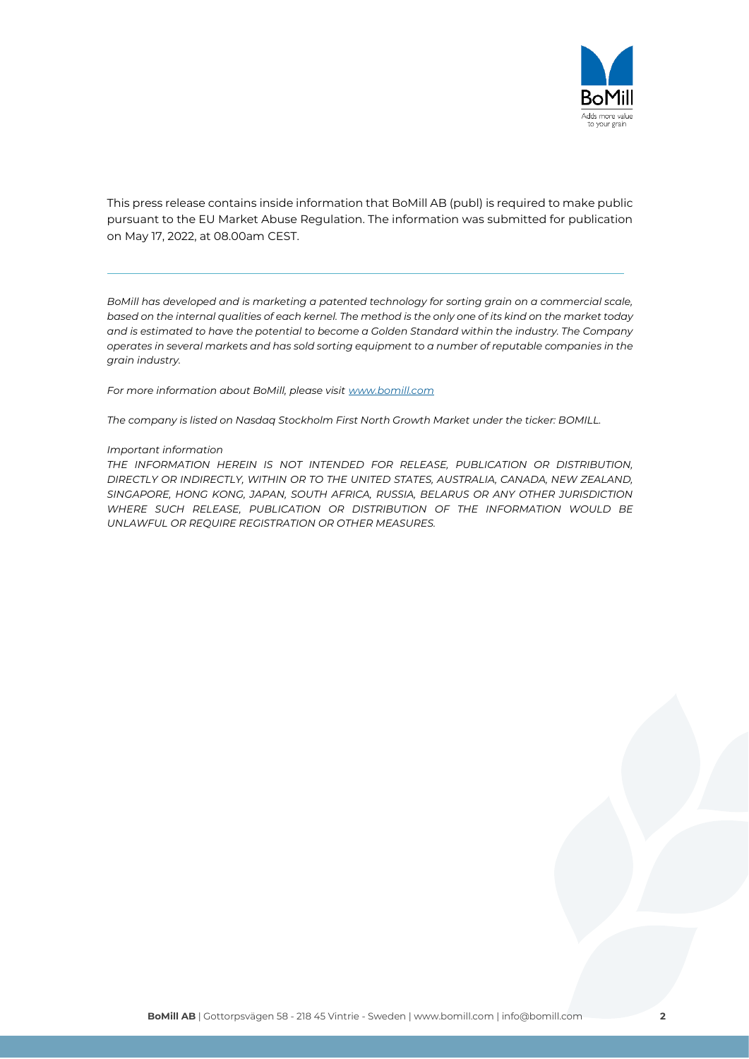This press release contains inside information that BoMill AB (publ) is required to make public pursuant to the EU Market Abuse Regulation. The information was submitted for publication on May 17, 2022, at 08.00am CEST.

---

*BoMill has developed and is marketing a patented technology for sorting grain on a commercial scale, based on the internal qualities of each kernel. The method is the only one of its kind on the market today and is estimated to have the potential to become a Golden Standard within the industry. The Company operates in several markets and has sold sorting equipment to a number of reputable companies in the grain industry.*

*For more information about BoMill, please visit [www.bomill.com](www.bomill.com)*

*The company is listed on Nasdaq Stockholm First North Growth Market under the ticker: BOMILL.*

*Important information*
*THE INFORMATION HEREIN IS NOT INTENDED FOR RELEASE, PUBLICATION OR DISTRIBUTION, DIRECTLY OR INDIRECTLY, WITHIN OR TO THE UNITED STATES, AUSTRALIA, CANADA, NEW ZEALAND, SINGAPORE, HONG KONG, JAPAN, SOUTH AFRICA, RUSSIA, BELARUS OR ANY OTHER JURISDICTION WHERE SUCH RELEASE, PUBLICATION OR DISTRIBUTION OF THE INFORMATION WOULD BE UNLAWFUL OR REQUIRE REGISTRATION OR OTHER MEASURES.*